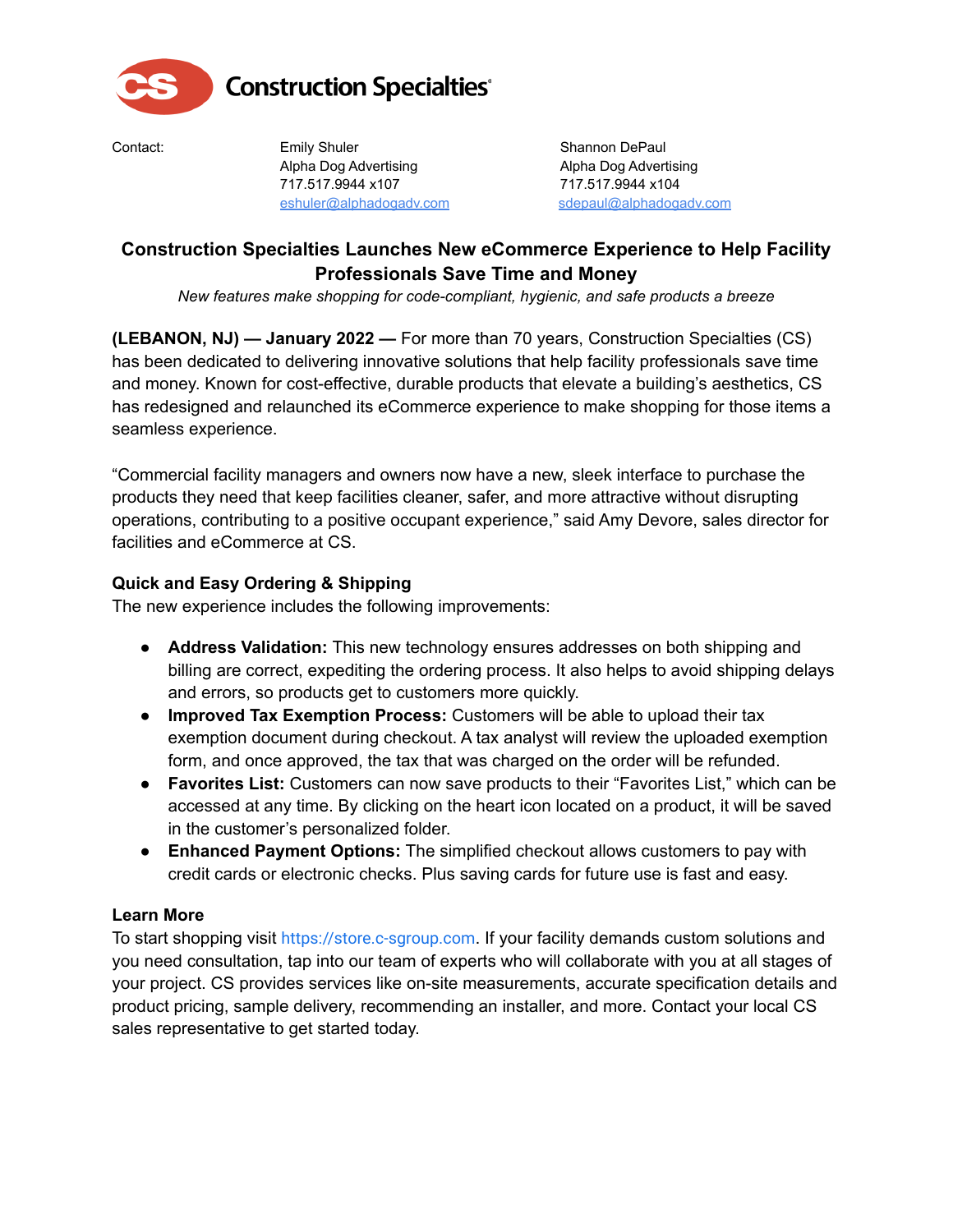Construction Specialties

| Contact: | Emily Shuler | Shannon DePaul |
|---|---|---|
| | Alpha Dog Advertising | Alpha Dog Advertising |
| | 717.517.9944 x107 | 717.517.9944 x104 |
| | eshuler@alphadogadv.com | sdepaul@alphadogadv.com |

# Construction Specialties Launches New eCommerce Experience to Help Facility Professionals Save Time and Money

*New features make shopping for code-compliant, hygienic, and safe products a breeze*

**(LEBANON, NJ) — January 2022 —** For more than 70 years, Construction Specialties (CS) has been dedicated to delivering innovative solutions that help facility professionals save time and money. Known for cost-effective, durable products that elevate a building's aesthetics, CS has redesigned and relaunched its eCommerce experience to make shopping for those items a seamless experience.

"Commercial facility managers and owners now have a new, sleek interface to purchase the products they need that keep facilities cleaner, safer, and more attractive without disrupting operations, contributing to a positive occupant experience," said Amy Devore, sales director for facilities and eCommerce at CS.

### Quick and Easy Ordering & Shipping

The new experience includes the following improvements:

- **Address Validation:** This new technology ensures addresses on both shipping and billing are correct, expediting the ordering process. It also helps to avoid shipping delays and errors, so products get to customers more quickly.
- **Improved Tax Exemption Process:** Customers will be able to upload their tax exemption document during checkout. A tax analyst will review the uploaded exemption form, and once approved, the tax that was charged on the order will be refunded.
- **Favorites List:** Customers can now save products to their "Favorites List," which can be accessed at any time. By clicking on the heart icon located on a product, it will be saved in the customer's personalized folder.
- **Enhanced Payment Options:** The simplified checkout allows customers to pay with credit cards or electronic checks. Plus saving cards for future use is fast and easy.

### Learn More

To start shopping visit https://store.c-sgroup.com. If your facility demands custom solutions and you need consultation, tap into our team of experts who will collaborate with you at all stages of your project. CS provides services like on-site measurements, accurate specification details and product pricing, sample delivery, recommending an installer, and more. Contact your local CS sales representative to get started today.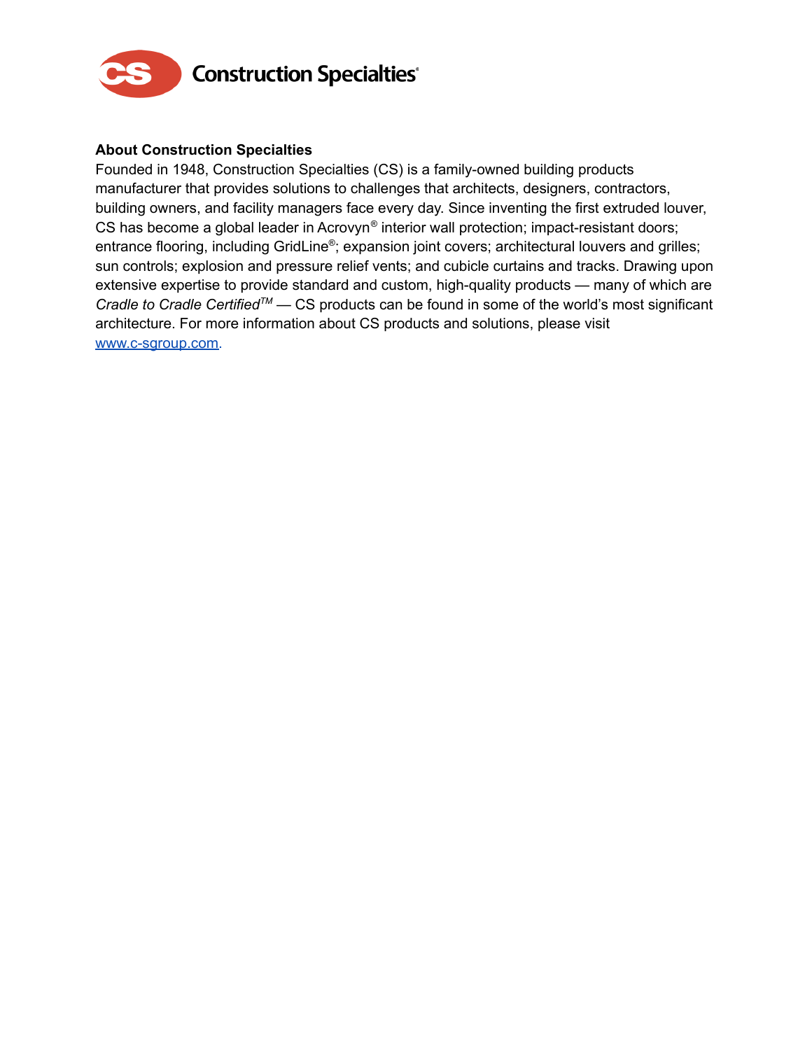Construction Specialties®

**About Construction Specialties**

Founded in 1948, Construction Specialties (CS) is a family-owned building products manufacturer that provides solutions to challenges that architects, designers, contractors, building owners, and facility managers face every day. Since inventing the first extruded louver, CS has become a global leader in Acrovyn® interior wall protection; impact-resistant doors; entrance flooring, including GridLine®; expansion joint covers; architectural louvers and grilles; sun controls; explosion and pressure relief vents; and cubicle curtains and tracks. Drawing upon extensive expertise to provide standard and custom, high-quality products — many of which are *Cradle to Cradle Certified™* — CS products can be found in some of the world's most significant architecture. For more information about CS products and solutions, please visit [www.c-sgroup.com](http://www.c-sgroup.com).